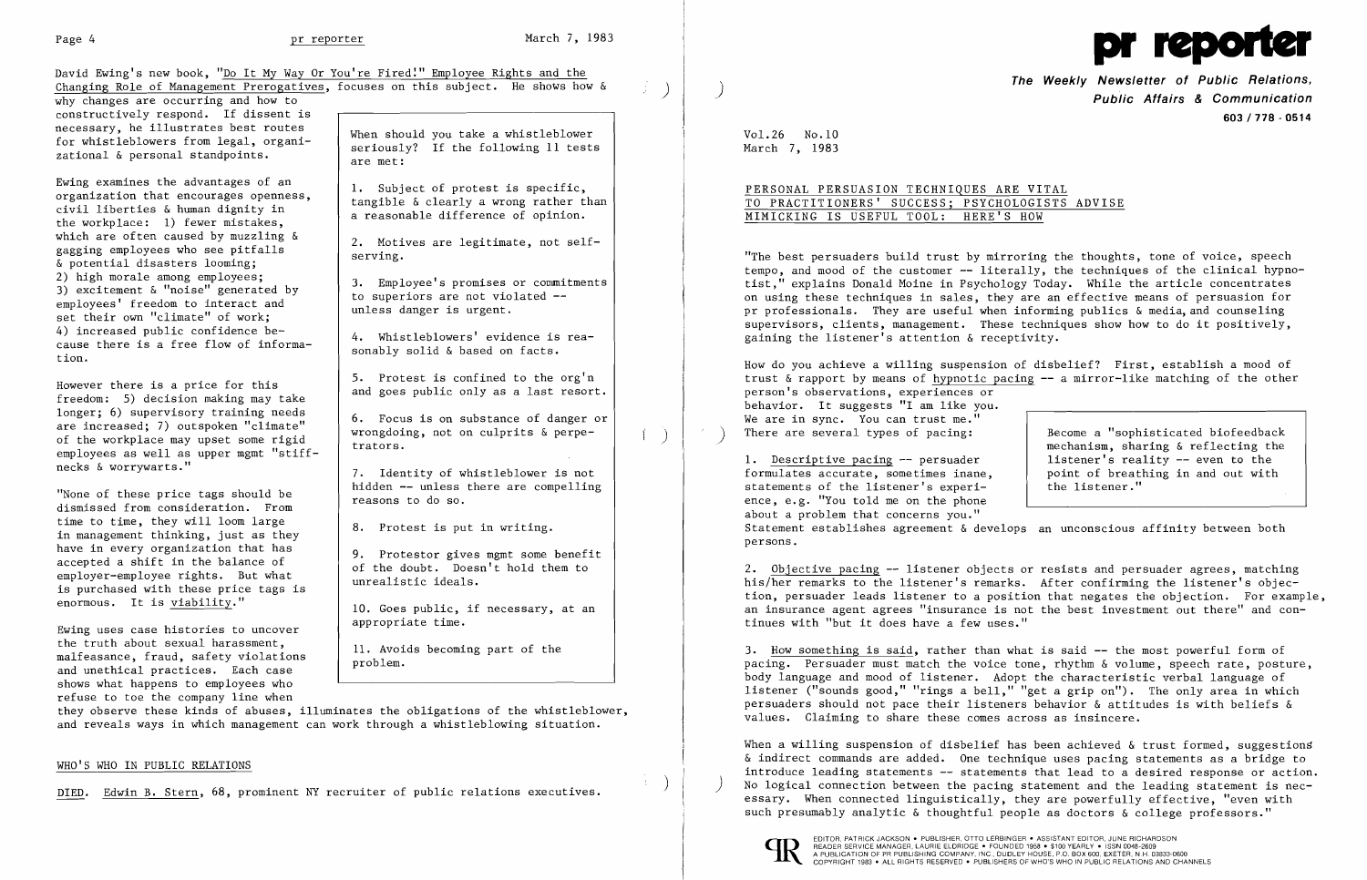David Ewing's new book, "Do It My Way Or You're Fired!" Employee Rights and the Changing Role of Management Prerogatives, focuses on this subject. He shows how & why changes are occurring and how to constructively respond. If dissent is necessary, he illustrates best routes for whistleblowers from legal, organizational & personal standpoints.

Ewing examines the advantages of an organization that encourages openness, civil liberties & human dignity in the workplace: 1) fewer mistakes, which are often caused by muzzling & gagging employees who see pitfalls & potential disasters looming; 2) high morale among employees; 3) excitement & "noise" generated by employees' freedom to interact and set their own "climate" of work; 4) increased public confidence because there is a free flow of information.

However there is a price for this freedom: 5) decision making may take longer; 6) supervisory training needs are increased; 7) outspoken "climate" of the workplace may upset some rigid employees as well as upper mgmt "stiff-necks & worrywarts."

"None of these price tags should be dismissed from consideration. From time to time, they will loom large in management thinking, just as they have in every organization that has accepted a shift in the balance of employer-employee rights. But what is purchased with these price tags is enormous. It is viability."

Ewing uses case histories to uncover the truth about sexual harassment, malfeasance, fraud, safety violations and unethical practices. Each case shows what happens to employees who refuse to toe the company line when they observe these kinds of abuses, illuminates the obligations of the whistleblower, and reveals ways in which management can work through a whistleblowing situation.

> When should you take a whistleblower seriously? If the following 11 tests are met:
>
> 1. Subject of protest is specific, tangible & clearly a wrong rather than a reasonable difference of opinion.
> 2. Motives are legitimate, not self-serving.
> 3. Employee's promises or commitments to superiors are not violated -- unless danger is urgent.
> 4. Whistleblowers' evidence is reasonably solid & based on facts.
> 5. Protest is confined to the org'n and goes public only as a last resort.
> 6. Focus is on substance of danger or wrongdoing, not on culprits & perpetrators.
> 7. Identity of whistleblower is not hidden -- unless there are compelling reasons to do so.
> 8. Protest is put in writing.
> 9. Protestor gives mgmt some benefit of the doubt. Doesn't hold them to unrealistic ideals.
> 10. Goes public, if necessary, at an appropriate time.
> 11. Avoids becoming part of the problem.

## WHO'S WHO IN PUBLIC RELATIONS

DIED. Edwin B. Stern, 68, prominent NY recruiter of public relations executives.

# pr reporter

**The Weekly Newsletter of Public Relations, Public Affairs & Communication**

603 / 778 - 0514

Vol.26 No.10
March 7, 1983

## PERSONAL PERSUASION TECHNIQUES ARE VITAL TO PRACTITIONERS' SUCCESS; PSYCHOLOGISTS ADVISE MIMICKING IS USEFUL TOOL: HERE'S HOW

"The best persuaders build trust by mirroring the thoughts, tone of voice, speech tempo, and mood of the customer -- literally, the techniques of the clinical hypnotist," explains Donald Moine in Psychology Today. While the article concentrates on using these techniques in sales, they are an effective means of persuasion for pr professionals. They are useful when informing publics & media, and counseling supervisors, clients, management. These techniques show how to do it positively, gaining the listener's attention & receptivity.

How do you achieve a willing suspension of disbelief? First, establish a mood of trust & rapport by means of hypnotic pacing -- a mirror-like matching of the other person's observations, experiences or behavior. It suggests "I am like you. We are in sync. You can trust me." There are several types of pacing:

> Become a "sophisticated biofeedback mechanism, sharing & reflecting the listener's reality -- even to the point of breathing in and out with the listener."

1. Descriptive pacing -- persuader formulates accurate, sometimes inane, statements of the listener's experience, e.g. "You told me on the phone about a problem that concerns you." Statement establishes agreement & develops an unconscious affinity between both persons.

2. Objective pacing -- listener objects or resists and persuader agrees, matching his/her remarks to the listener's remarks. After confirming the listener's objection, persuader leads listener to a position that negates the objection. For example, an insurance agent agrees "insurance is not the best investment out there" and continues with "but it does have a few uses."

3. How something is said, rather than what is said -- the most powerful form of pacing. Persuader must match the voice tone, rhythm & volume, speech rate, posture, body language and mood of listener. Adopt the characteristic verbal language of listener ("sounds good," "rings a bell," "get a grip on"). The only area in which persuaders should not pace their listeners behavior & attitudes is with beliefs & values. Claiming to share these comes across as insincere.

When a willing suspension of disbelief has been achieved & trust formed, suggestions & indirect commands are added. One technique uses pacing statements as a bridge to introduce leading statements -- statements that lead to a desired response or action. No logical connection between the pacing statement and the leading statement is necessary. When connected linguistically, they are powerfully effective, "even with such presumably analytic & thoughtful people as doctors & college professors."

EDITOR, PATRICK JACKSON • PUBLISHER, OTTO LERBINGER • ASSISTANT EDITOR, JUNE RICHARDSON
READER SERVICE MANAGER, LAURIE ELDRIDGE • FOUNDED 1958 • $100 YEARLY • ISSN 0048-2609
A PUBLICATION OF PR PUBLISHING COMPANY, INC., DUDLEY HOUSE, P.O. BOX 600, EXETER, N.H. 03833-0600
COPYRIGHT 1983 • ALL RIGHTS RESERVED • PUBLISHERS OF WHO'S WHO IN PUBLIC RELATIONS AND CHANNELS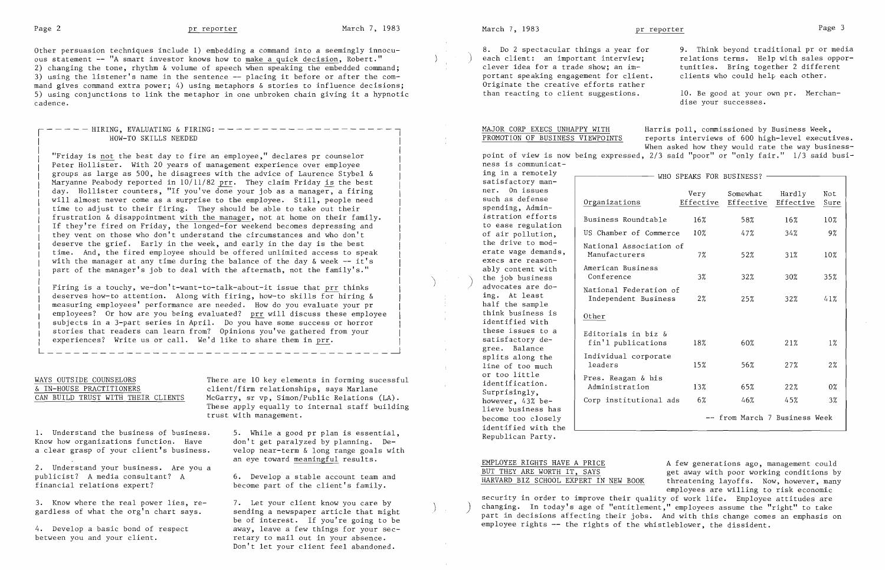Other persuasion techniques include 1) embedding a command into a seemingly innocuous statement -- "A smart investor knows how to make a quick decision, Robert." 2) changing the tone, rhythm & volume of speech when speaking the embedded command; 3) using the listener's name in the sentence -- placing it before or after the command gives command extra power; 4) using metaphors & stories to influence decisions; 5) using conjunctions to link the metaphor in one unbroken chain giving it a hypnotic cadence.

## HIRING, EVALUATING & FIRING: HOW-TO SKILLS NEEDED

"Friday is not the best day to fire an employee," declares pr counselor Peter Hollister. With 20 years of management experience over employee groups as large as 500, he disagrees with the advice of Laurence Stybel & Maryanne Peabody reported in 10/11/82 prr. They claim Friday is the best day. Hollister counters, "If you've done your job as a manager, a firing will almost never come as a surprise to the employee. Still, people need time to adjust to their firing. They should be able to take out their frustration & disappointment with the manager, not at home on their family. If they're fired on Friday, the longed-for weekend becomes depressing and they vent on those who don't understand the circumstances and who don't deserve the grief. Early in the week, and early in the day is the best time. And, the fired employee should be offered unlimited access to speak with the manager at any time during the balance of the day & week -- it's part of the manager's job to deal with the aftermath, not the family's."

Firing is a touchy, we-don't-want-to-talk-about-it issue that prr thinks deserves how-to attention. Along with firing, how-to skills for hiring & measuring employees' performance are needed. How do you evaluate your pr employees? Or how are you being evaluated? prr will discuss these employee subjects in a 3-part series in April. Do you have some success or horror stories that readers can learn from? Opinions you've gathered from your experiences? Write us or call. We'd like to share them in prr.

## WAYS OUTSIDE COUNSELORS & IN-HOUSE PRACTITIONERS CAN BUILD TRUST WITH THEIR CLIENTS

There are 10 key elements in forming sucessful client/firm relationships, says Marlane McGarry, sr vp, Simon/Public Relations (LA). These apply equally to internal staff building trust with management.

1. Understand the business of business. Know how organizations function. Have a clear grasp of your client's business.

2. Understand your business. Are you a publicist? A media consultant? A financial relations expert?

3. Know where the real power lies, regardless of what the org'n chart says.

4. Develop a basic bond of respect between you and your client.

5. While a good pr plan is essential, don't get paralyzed by planning. Develop near-term & long range goals with an eye toward meaningful results.

6. Develop a stable account team and become part of the client's family.

7. Let your client know you care by sending a newspaper article that might be of interest. If you're going to be away, leave a few things for your secretary to mail out in your absence. Don't let your client feel abandoned.

8. Do 2 spectacular things a year for each client: an important interview; clever idea for a trade show; an important speaking engagement for client. Originate the creative efforts rather than reacting to client suggestions.

9. Think beyond traditional pr or media relations terms. Help with sales opportunities. Bring together 2 different clients who could help each other.

10. Be good at your own pr. Merchandise your successes.

## MAJOR CORP EXECS UNHAPPY WITH PROMOTION OF BUSINESS VIEWPOINTS

Harris poll, commissioned by Business Week, reports interviews of 600 high-level executives. When asked how they would rate the way business' point of view is now being expressed, 2/3 said "poor" or "only fair." 1/3 said business is communicating in a remotely satisfactory manner. On issues such as defense spending, Administration efforts to ease regulation of air pollution, the drive to moderate wage demands, execs are reasonably content with the job business advocates are doing. At least half the sample think business is identified with these issues to a satisfactory degree. Balance splits along the line of too much or too little identification. Surprisingly, however, 43% believe business has become too closely identified with the Republican Party.

WHO SPEAKS FOR BUSINESS?

| Organizations | Very Effective | Somewhat Effective | Hardly Effective | Not Sure |
|---|---|---|---|---|
| Business Roundtable | 16% | 58% | 16% | 10% |
| US Chamber of Commerce | 10% | 47% | 34% | 9% |
| National Association of Manufacturers | 7% | 52% | 31% | 10% |
| American Business Conference | 3% | 32% | 30% | 35% |
| National Federation of Independent Business | 2% | 25% | 32% | 41% |
| **Other** | | | | |
| Editorials in biz & fin'l publications | 18% | 60% | 21% | 1% |
| Individual corporate leaders | 15% | 56% | 27% | 2% |
| Pres. Reagan & his Administration | 13% | 65% | 22% | 0% |
| Corp institutional ads | 6% | 46% | 45% | 3% |

-- from March 7 Business Week

## EMPLOYEE RIGHTS HAVE A PRICE BUT THEY ARE WORTH IT, SAYS HARVARD BIZ SCHOOL EXPERT IN NEW BOOK

A few generations ago, management could get away with poor working conditions by threatening layoffs. Now, however, many employees are willing to risk economic security in order to improve their quality of work life. Employee attitudes are changing. In today's age of "entitlement," employees assume the "right" to take part in decisions affecting their jobs. And with this change comes an emphasis on employee rights -- the rights of the whistleblower, the dissident.